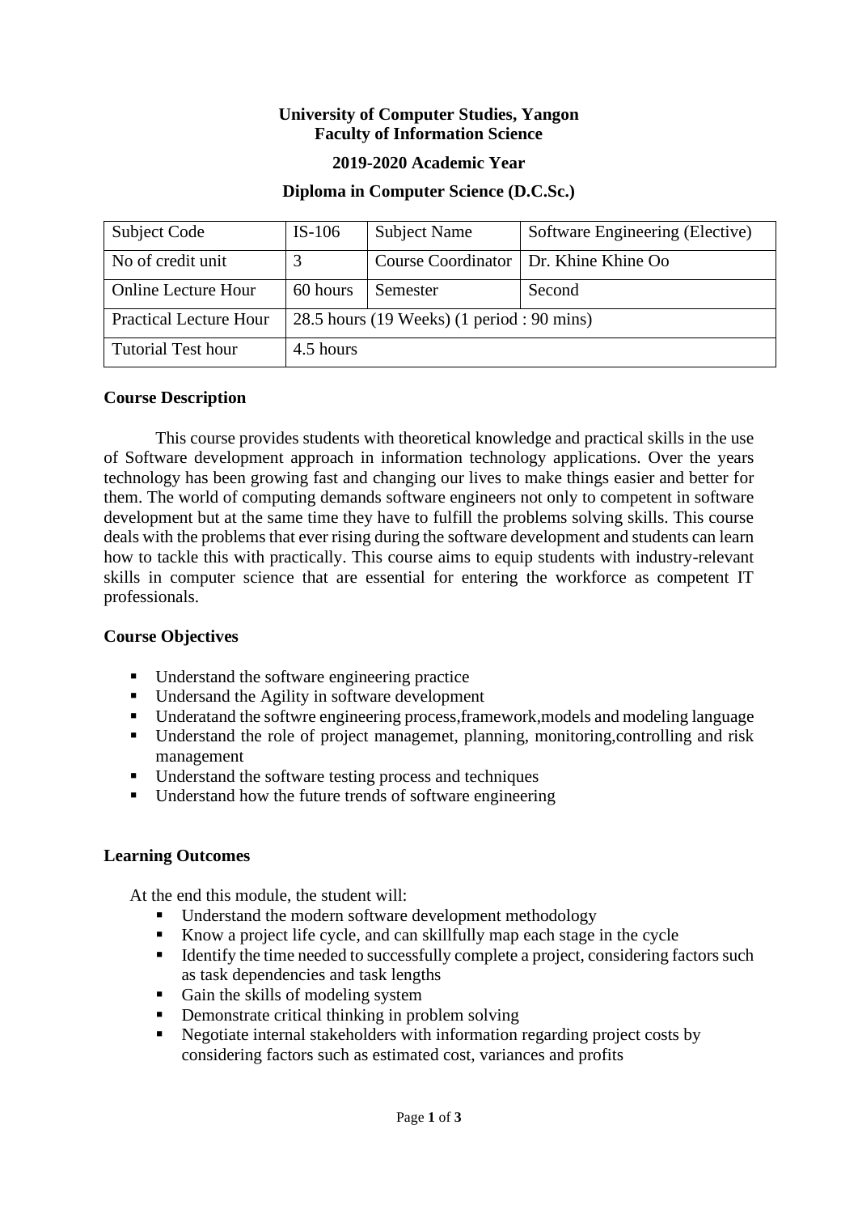**University of Computer Studies, Yangon**
**Faculty of Information Science**

**2019-2020 Academic Year**

**Diploma in Computer Science (D.C.Sc.)**

| Subject Code | IS-106 | Subject Name | Software Engineering (Elective) |
|---|---|---|---|
| No of credit unit | 3 | Course Coordinator | Dr. Khine Khine Oo |
| Online Lecture Hour | 60 hours | Semester | Second |
| Practical Lecture Hour | 28.5 hours (19 Weeks) (1 period : 90 mins) | | |
| Tutorial Test hour | 4.5 hours | | |

**Course Description**

This course provides students with theoretical knowledge and practical skills in the use of Software development approach in information technology applications. Over the years technology has been growing fast and changing our lives to make things easier and better for them. The world of computing demands software engineers not only to competent in software development but at the same time they have to fulfill the problems solving skills. This course deals with the problems that ever rising during the software development and students can learn how to tackle this with practically. This course aims to equip students with industry-relevant skills in computer science that are essential for entering the workforce as competent IT professionals.

**Course Objectives**

- Understand the software engineering practice
- Undersand the Agility in software development
- Underatand the softwre engineering process,framework,models and modeling language
- Understand the role of project managemet, planning, monitoring,controlling and risk management
- Understand the software testing process and techniques
- Understand how the future trends of software engineering

**Learning Outcomes**

At the end this module, the student will:

- Understand the modern software development methodology
- Know a project life cycle, and can skillfully map each stage in the cycle
- Identify the time needed to successfully complete a project, considering factors such as task dependencies and task lengths
- Gain the skills of modeling system
- Demonstrate critical thinking in problem solving
- Negotiate internal stakeholders with information regarding project costs by considering factors such as estimated cost, variances and profits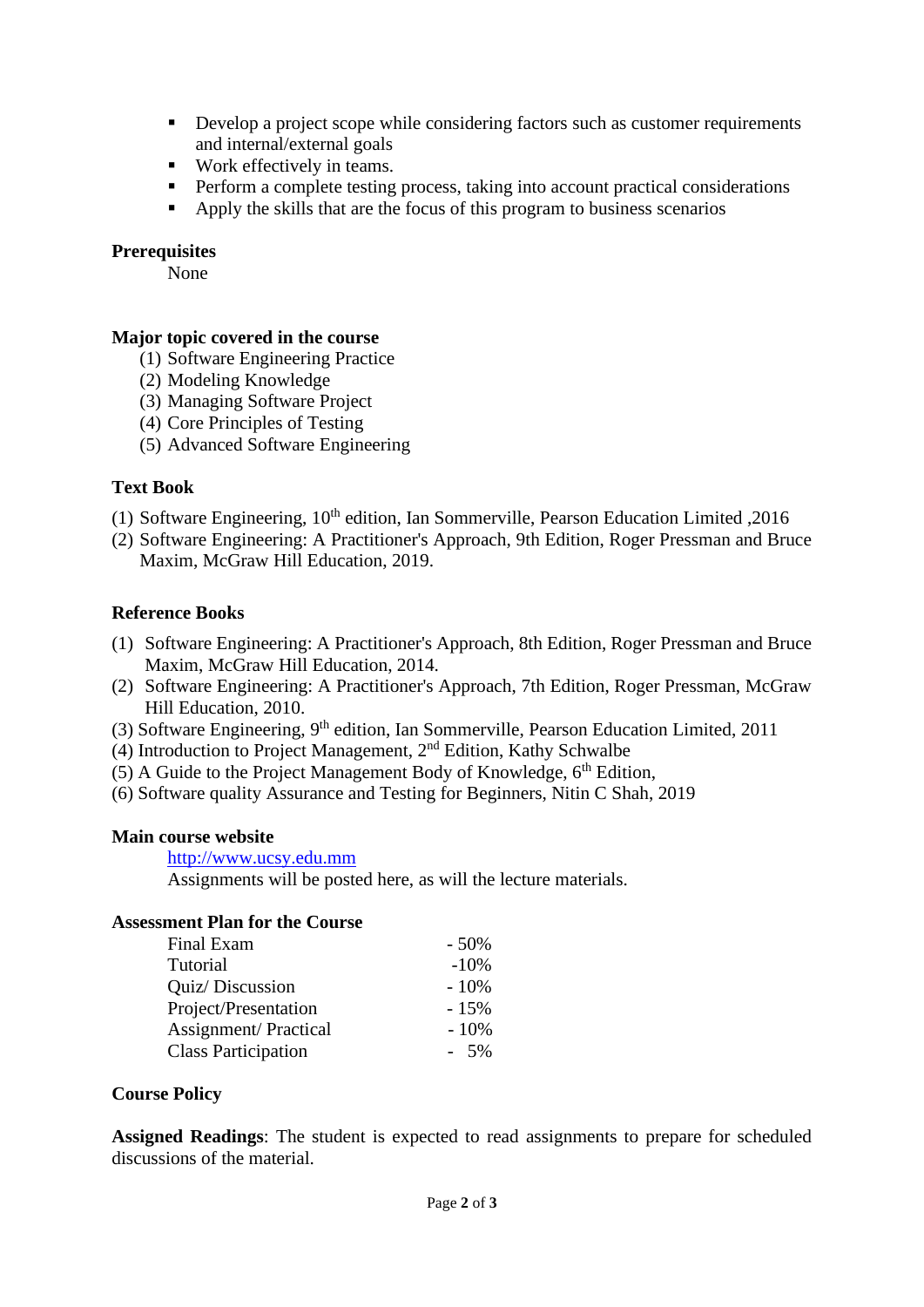- Develop a project scope while considering factors such as customer requirements and internal/external goals
- Work effectively in teams.
- Perform a complete testing process, taking into account practical considerations
- Apply the skills that are the focus of this program to business scenarios

**Prerequisites**

None

**Major topic covered in the course**

(1) Software Engineering Practice
(2) Modeling Knowledge
(3) Managing Software Project
(4) Core Principles of Testing
(5) Advanced Software Engineering

**Text Book**

(1) Software Engineering, 10th edition, Ian Sommerville, Pearson Education Limited ,2016
(2) Software Engineering: A Practitioner's Approach, 9th Edition, Roger Pressman and Bruce Maxim, McGraw Hill Education, 2019.

**Reference Books**

(1) Software Engineering: A Practitioner's Approach, 8th Edition, Roger Pressman and Bruce Maxim, McGraw Hill Education, 2014.
(2) Software Engineering: A Practitioner's Approach, 7th Edition, Roger Pressman, McGraw Hill Education, 2010.
(3) Software Engineering, 9th edition, Ian Sommerville, Pearson Education Limited, 2011
(4) Introduction to Project Management, 2nd Edition, Kathy Schwalbe
(5) A Guide to the Project Management Body of Knowledge, 6th Edition,
(6) Software quality Assurance and Testing for Beginners, Nitin C Shah, 2019

**Main course website**

http://www.ucsy.edu.mm
Assignments will be posted here, as will the lecture materials.

**Assessment Plan for the Course**

| | |
|---|---|
| Final Exam | - 50% |
| Tutorial | -10% |
| Quiz/ Discussion | - 10% |
| Project/Presentation | - 15% |
| Assignment/ Practical | - 10% |
| Class Participation | - 5% |

**Course Policy**

**Assigned Readings**: The student is expected to read assignments to prepare for scheduled discussions of the material.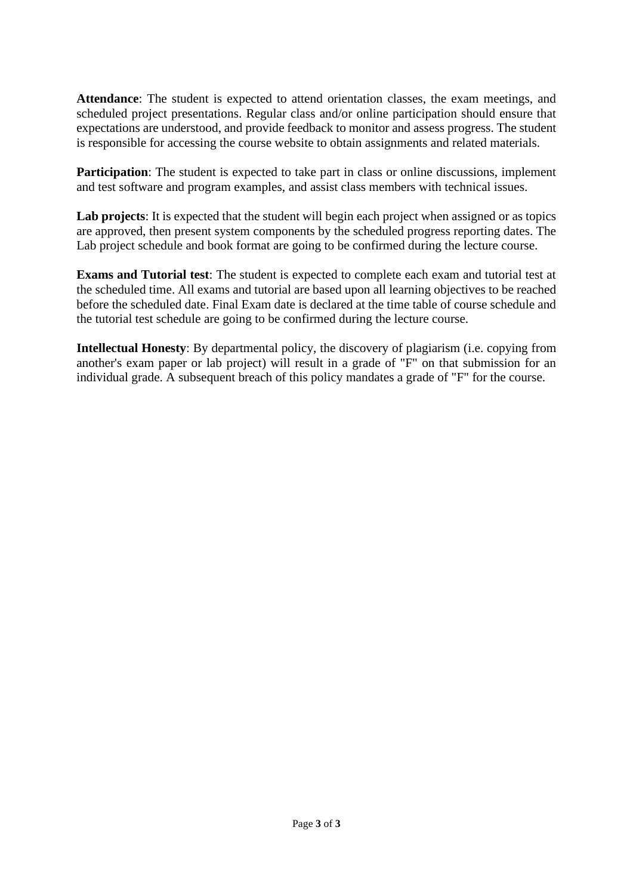**Attendance**: The student is expected to attend orientation classes, the exam meetings, and scheduled project presentations. Regular class and/or online participation should ensure that expectations are understood, and provide feedback to monitor and assess progress. The student is responsible for accessing the course website to obtain assignments and related materials.

**Participation**: The student is expected to take part in class or online discussions, implement and test software and program examples, and assist class members with technical issues.

**Lab projects**: It is expected that the student will begin each project when assigned or as topics are approved, then present system components by the scheduled progress reporting dates. The Lab project schedule and book format are going to be confirmed during the lecture course.

**Exams and Tutorial test**: The student is expected to complete each exam and tutorial test at the scheduled time. All exams and tutorial are based upon all learning objectives to be reached before the scheduled date. Final Exam date is declared at the time table of course schedule and the tutorial test schedule are going to be confirmed during the lecture course.

**Intellectual Honesty**: By departmental policy, the discovery of plagiarism (i.e. copying from another's exam paper or lab project) will result in a grade of "F" on that submission for an individual grade. A subsequent breach of this policy mandates a grade of "F" for the course.